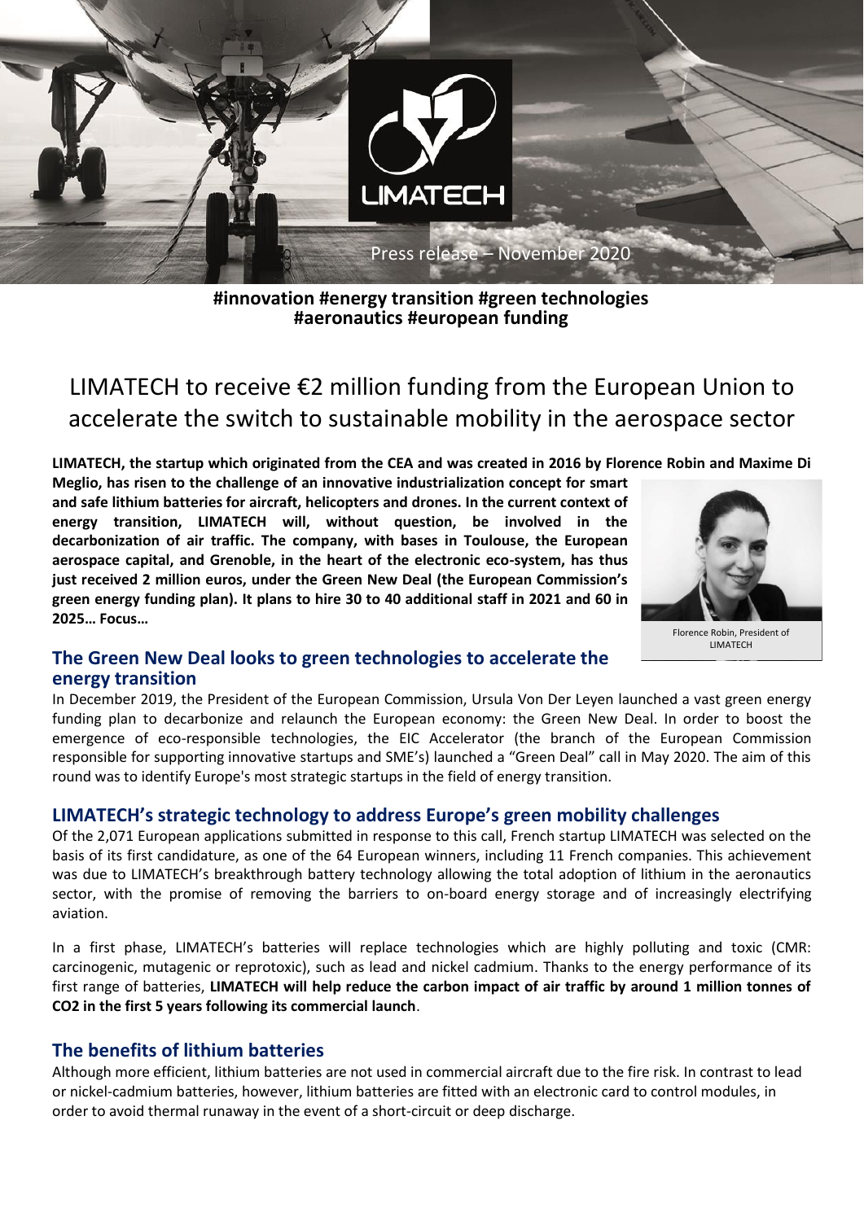Press release – November 2020

**#innovation #energy transition #green technologies #aeronautics #european funding**

# LIMATECH to receive €2 million funding from the European Union to accelerate the switch to sustainable mobility in the aerospace sector

**LIMATECH, the startup which originated from the CEA and was created in 2016 by Florence Robin and Maxime Di Meglio, has risen to the challenge of an innovative industrialization concept for smart and safe lithium batteries for aircraft, helicopters and drones. In the current context of energy transition, LIMATECH will, without question, be involved in the decarbonization of air traffic. The company, with bases in Toulouse, the European aerospace capital, and Grenoble, in the heart of the electronic eco-system, has thus just received 2 million euros, under the Green New Deal (the European Commission's green energy funding plan). It plans to hire 30 to 40 additional staff in 2021 and 60 in 2025… Focus…**

Florence Robin, President of LIMATECH

## The Green New Deal looks to green technologies to accelerate the energy transition

In December 2019, the President of the European Commission, Ursula Von Der Leyen launched a vast green energy funding plan to decarbonize and relaunch the European economy: the Green New Deal. In order to boost the emergence of eco-responsible technologies, the EIC Accelerator (the branch of the European Commission responsible for supporting innovative startups and SME's) launched a "Green Deal" call in May 2020. The aim of this round was to identify Europe's most strategic startups in the field of energy transition.

## LIMATECH's strategic technology to address Europe's green mobility challenges

Of the 2,071 European applications submitted in response to this call, French startup LIMATECH was selected on the basis of its first candidature, as one of the 64 European winners, including 11 French companies. This achievement was due to LIMATECH's breakthrough battery technology allowing the total adoption of lithium in the aeronautics sector, with the promise of removing the barriers to on-board energy storage and of increasingly electrifying aviation.

In a first phase, LIMATECH's batteries will replace technologies which are highly polluting and toxic (CMR: carcinogenic, mutagenic or reprotoxic), such as lead and nickel cadmium. Thanks to the energy performance of its first range of batteries, **LIMATECH will help reduce the carbon impact of air traffic by around 1 million tonnes of $CO_2$ in the first 5 years following its commercial launch**.

## The benefits of lithium batteries

Although more efficient, lithium batteries are not used in commercial aircraft due to the fire risk. In contrast to lead or nickel-cadmium batteries, however, lithium batteries are fitted with an electronic card to control modules, in order to avoid thermal runaway in the event of a short-circuit or deep discharge.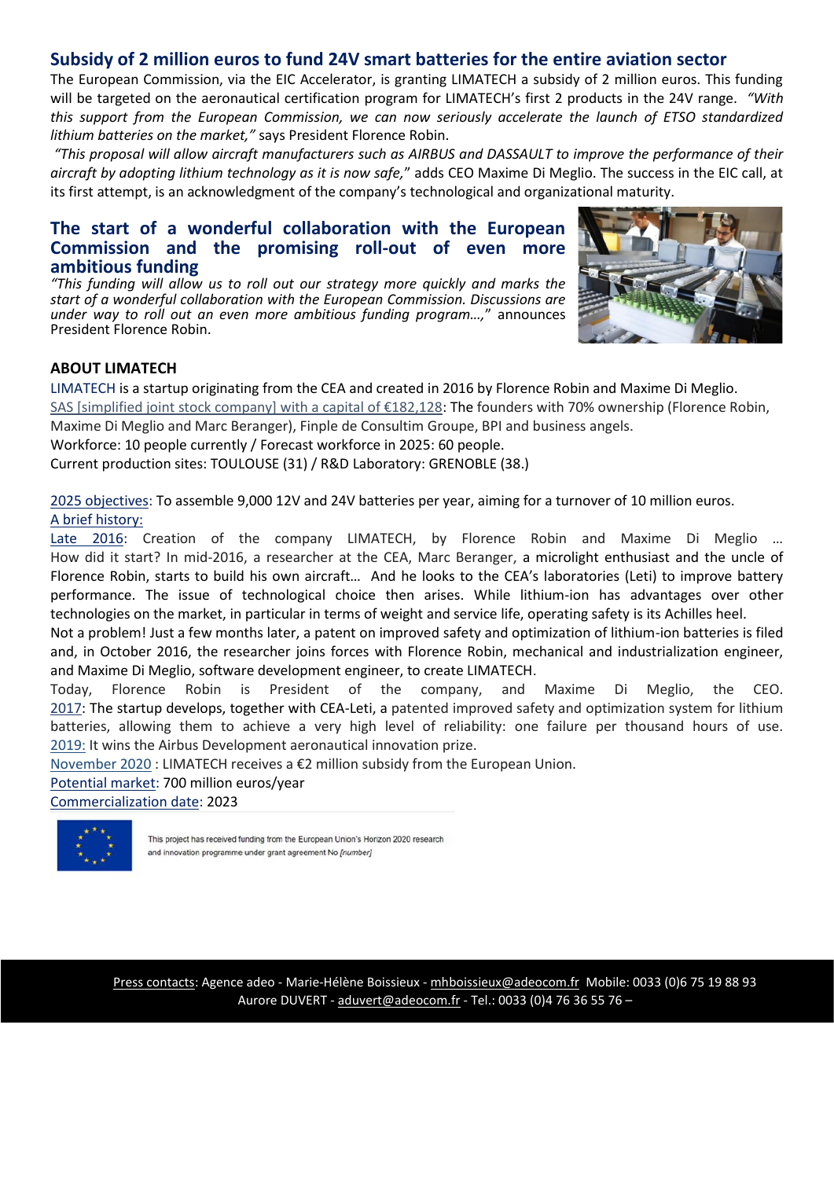## Subsidy of 2 million euros to fund 24V smart batteries for the entire aviation sector

The European Commission, via the EIC Accelerator, is granting LIMATECH a subsidy of 2 million euros. This funding will be targeted on the aeronautical certification program for LIMATECH's first 2 products in the 24V range. *"With this support from the European Commission, we can now seriously accelerate the launch of ETSO standardized lithium batteries on the market,"* says President Florence Robin.

*"This proposal will allow aircraft manufacturers such as AIRBUS and DASSAULT to improve the performance of their aircraft by adopting lithium technology as it is now safe,"* adds CEO Maxime Di Meglio. The success in the EIC call, at its first attempt, is an acknowledgment of the company's technological and organizational maturity.

## The start of a wonderful collaboration with the European Commission and the promising roll-out of even more ambitious funding

*"This funding will allow us to roll out our strategy more quickly and marks the start of a wonderful collaboration with the European Commission. Discussions are under way to roll out an even more ambitious funding program…,"* announces President Florence Robin.

### ABOUT LIMATECH

LIMATECH is a startup originating from the CEA and created in 2016 by Florence Robin and Maxime Di Meglio.

SAS [simplified joint stock company] with a capital of €182,128: The founders with 70% ownership (Florence Robin, Maxime Di Meglio and Marc Beranger), Finple de Consultim Groupe, BPI and business angels.

Workforce: 10 people currently / Forecast workforce in 2025: 60 people.

Current production sites: TOULOUSE (31) / R&D Laboratory: GRENOBLE (38.)

2025 objectives: To assemble 9,000 12V and 24V batteries per year, aiming for a turnover of 10 million euros.

A brief history:

Late 2016: Creation of the company LIMATECH, by Florence Robin and Maxime Di Meglio … How did it start? In mid-2016, a researcher at the CEA, Marc Beranger, a microlight enthusiast and the uncle of Florence Robin, starts to build his own aircraft… And he looks to the CEA's laboratories (Leti) to improve battery performance. The issue of technological choice then arises. While lithium-ion has advantages over other technologies on the market, in particular in terms of weight and service life, operating safety is its Achilles heel.

Not a problem! Just a few months later, a patent on improved safety and optimization of lithium-ion batteries is filed and, in October 2016, the researcher joins forces with Florence Robin, mechanical and industrialization engineer, and Maxime Di Meglio, software development engineer, to create LIMATECH.

Today, Florence Robin is President of the company, and Maxime Di Meglio, the CEO.

2017: The startup develops, together with CEA-Leti, a patented improved safety and optimization system for lithium batteries, allowing them to achieve a very high level of reliability: one failure per thousand hours of use.

2019: It wins the Airbus Development aeronautical innovation prize.

November 2020 : LIMATECH receives a €2 million subsidy from the European Union.

Potential market: 700 million euros/year

Commercialization date: 2023

This project has received funding from the European Union's Horizon 2020 research and innovation programme under grant agreement No *[number]*

Press contacts: Agence adeo - Marie-Hélène Boissieux - mhboissieux@adeocom.fr Mobile: 0033 (0)6 75 19 88 93
Aurore DUVERT - aduvert@adeocom.fr - Tel.: 0033 (0)4 76 36 55 76 –